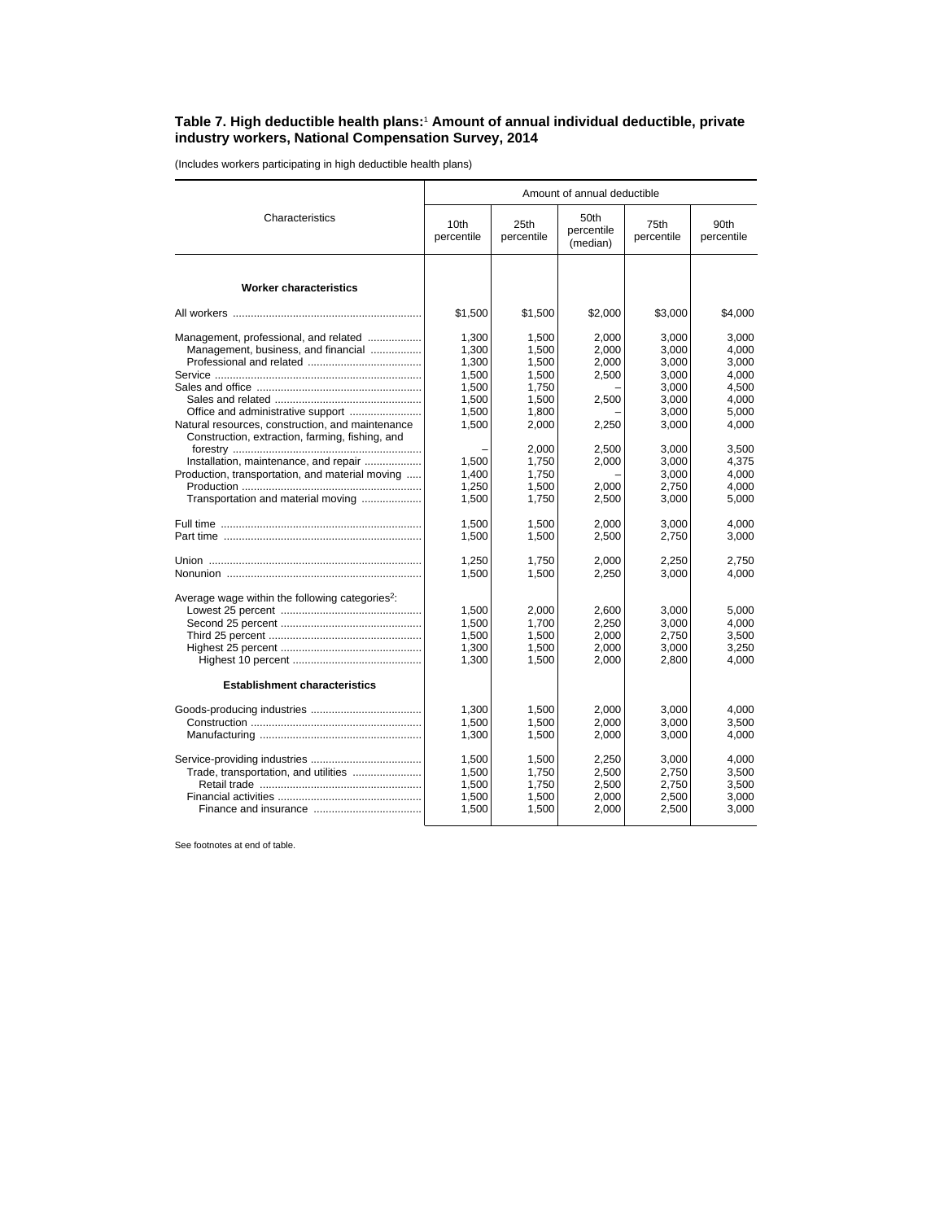**Table 7. High deductible health plans:**[1] **Amount of annual individual deductible, private industry workers, National Compensation Survey, 2014**

(Includes workers participating in high deductible health plans)

| Characteristics | Amount of annual deductible | | | | |
|---|---|---|---|---|---|
| | 10th percentile | 25th percentile | 50th percentile (median) | 75th percentile | 90th percentile |
| **Worker characteristics** | | | | | |
| All workers | $1,500 | $1,500 | $2,000 | $3,000 | $4,000 |
| Management, professional, and related | 1,300 | 1,500 | 2,000 | 3,000 | 3,000 |
| Management, business, and financial | 1,300 | 1,500 | 2,000 | 3,000 | 4,000 |
| Professional and related | 1,300 | 1,500 | 2,000 | 3,000 | 3,000 |
| Service | 1,500 | 1,500 | 2,500 | 3,000 | 4,000 |
| Sales and office | 1,500 | 1,750 | – | 3,000 | 4,500 |
| Sales and related | 1,500 | 1,500 | 2,500 | 3,000 | 4,000 |
| Office and administrative support | 1,500 | 1,800 | – | 3,000 | 5,000 |
| Natural resources, construction, and maintenance | 1,500 | 2,000 | 2,250 | 3,000 | 4,000 |
| Construction, extraction, farming, fishing, and forestry | – | 2,000 | 2,500 | 3,000 | 3,500 |
| Installation, maintenance, and repair | 1,500 | 1,750 | 2,000 | 3,000 | 4,375 |
| Production, transportation, and material moving | 1,400 | 1,750 | – | 3,000 | 4,000 |
| Production | 1,250 | 1,500 | 2,000 | 2,750 | 4,000 |
| Transportation and material moving | 1,500 | 1,750 | 2,500 | 3,000 | 5,000 |
| Full time | 1,500 | 1,500 | 2,000 | 3,000 | 4,000 |
| Part time | 1,500 | 1,500 | 2,500 | 2,750 | 3,000 |
| Union | 1,250 | 1,750 | 2,000 | 2,250 | 2,750 |
| Nonunion | 1,500 | 1,500 | 2,250 | 3,000 | 4,000 |
| Average wage within the following categories[2]: | | | | | |
| Lowest 25 percent | 1,500 | 2,000 | 2,600 | 3,000 | 5,000 |
| Second 25 percent | 1,500 | 1,700 | 2,250 | 3,000 | 4,000 |
| Third 25 percent | 1,500 | 1,500 | 2,000 | 2,750 | 3,500 |
| Highest 25 percent | 1,300 | 1,500 | 2,000 | 3,000 | 3,250 |
| Highest 10 percent | 1,300 | 1,500 | 2,000 | 2,800 | 4,000 |
| **Establishment characteristics** | | | | | |
| Goods-producing industries | 1,300 | 1,500 | 2,000 | 3,000 | 4,000 |
| Construction | 1,500 | 1,500 | 2,000 | 3,000 | 3,500 |
| Manufacturing | 1,300 | 1,500 | 2,000 | 3,000 | 4,000 |
| Service-providing industries | 1,500 | 1,500 | 2,250 | 3,000 | 4,000 |
| Trade, transportation, and utilities | 1,500 | 1,750 | 2,500 | 2,750 | 3,500 |
| Retail trade | 1,500 | 1,750 | 2,500 | 2,750 | 3,500 |
| Financial activities | 1,500 | 1,500 | 2,000 | 2,500 | 3,000 |
| Finance and insurance | 1,500 | 1,500 | 2,000 | 2,500 | 3,000 |

See footnotes at end of table.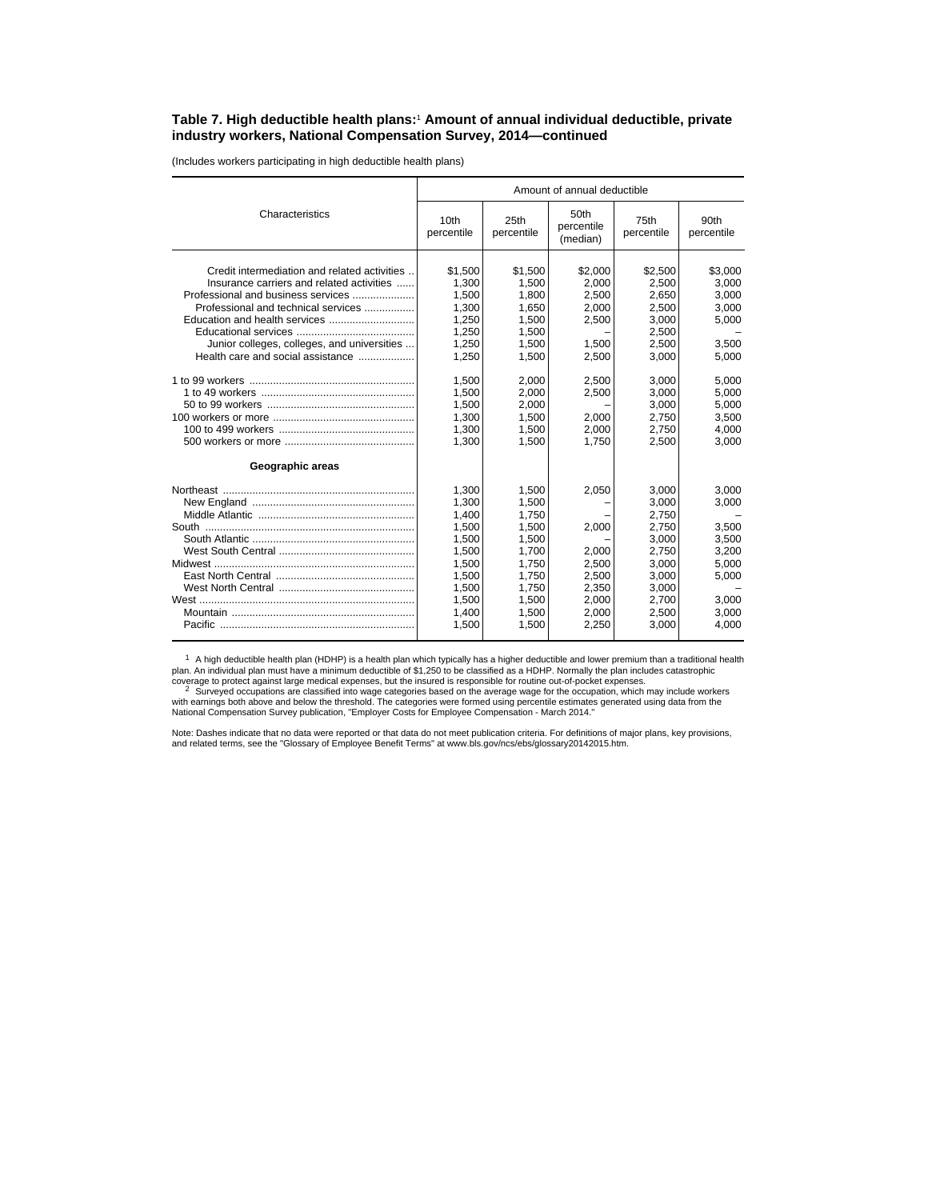**Table 7. High deductible health plans:**[1] **Amount of annual individual deductible, private industry workers, National Compensation Survey, 2014—continued**

(Includes workers participating in high deductible health plans)

| Characteristics | Amount of annual deductible | | | | |
|---|---|---|---|---|---|
| | 10th percentile | 25th percentile | 50th percentile (median) | 75th percentile | 90th percentile |
| Credit intermediation and related activities | $1,500 | $1,500 | $2,000 | $2,500 | $3,000 |
| Insurance carriers and related activities | 1,300 | 1,500 | 2,000 | 2,500 | 3,000 |
| Professional and business services | 1,500 | 1,800 | 2,500 | 2,650 | 3,000 |
| Professional and technical services | 1,300 | 1,650 | 2,000 | 2,500 | 3,000 |
| Education and health services | 1,250 | 1,500 | 2,500 | 3,000 | 5,000 |
| Educational services | 1,250 | 1,500 | – | 2,500 | – |
| Junior colleges, colleges, and universities | 1,250 | 1,500 | 1,500 | 2,500 | 3,500 |
| Health care and social assistance | 1,250 | 1,500 | 2,500 | 3,000 | 5,000 |
| 1 to 99 workers | 1,500 | 2,000 | 2,500 | 3,000 | 5,000 |
| 1 to 49 workers | 1,500 | 2,000 | 2,500 | 3,000 | 5,000 |
| 50 to 99 workers | 1,500 | 2,000 | – | 3,000 | 5,000 |
| 100 workers or more | 1,300 | 1,500 | 2,000 | 2,750 | 3,500 |
| 100 to 499 workers | 1,300 | 1,500 | 2,000 | 2,750 | 4,000 |
| 500 workers or more | 1,300 | 1,500 | 1,750 | 2,500 | 3,000 |
| **Geographic areas** | | | | | |
| Northeast | 1,300 | 1,500 | 2,050 | 3,000 | 3,000 |
| New England | 1,300 | 1,500 | – | 3,000 | 3,000 |
| Middle Atlantic | 1,400 | 1,750 | – | 2,750 | – |
| South | 1,500 | 1,500 | 2,000 | 2,750 | 3,500 |
| South Atlantic | 1,500 | 1,500 | – | 3,000 | 3,500 |
| West South Central | 1,500 | 1,700 | 2,000 | 2,750 | 3,200 |
| Midwest | 1,500 | 1,750 | 2,500 | 3,000 | 5,000 |
| East North Central | 1,500 | 1,750 | 2,500 | 3,000 | 5,000 |
| West North Central | 1,500 | 1,750 | 2,350 | 3,000 | – |
| West | 1,500 | 1,500 | 2,000 | 2,700 | 3,000 |
| Mountain | 1,400 | 1,500 | 2,000 | 2,500 | 3,000 |
| Pacific | 1,500 | 1,500 | 2,250 | 3,000 | 4,000 |

[1] A high deductible health plan (HDHP) is a health plan which typically has a higher deductible and lower premium than a traditional health plan. An individual plan must have a minimum deductible of $1,250 to be classified as a HDHP. Normally the plan includes catastrophic coverage to protect against large medical expenses, but the insured is responsible for routine out-of-pocket expenses.

[2] Surveyed occupations are classified into wage categories based on the average wage for the occupation, which may include workers with earnings both above and below the threshold. The categories were formed using percentile estimates generated using data from the National Compensation Survey publication, "Employer Costs for Employee Compensation - March 2014."

Note: Dashes indicate that no data were reported or that data do not meet publication criteria. For definitions of major plans, key provisions, and related terms, see the "Glossary of Employee Benefit Terms" at www.bls.gov/ncs/ebs/glossary20142015.htm.